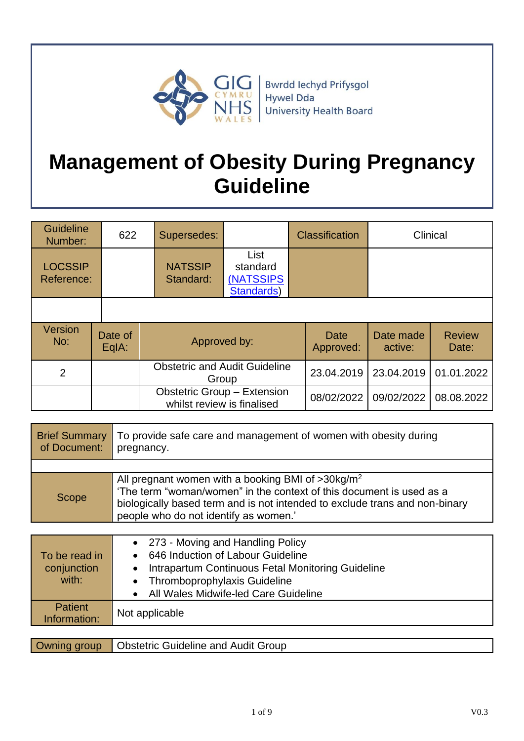Bwrdd Iechyd Prifysgol Hywel Dda University Health Board

# Management of Obesity During Pregnancy Guideline

| Guideline Number: | 622 | Supersedes: | | Classification | Clinical |
|---|---|---|---|---|---|
| LOCSSIP Reference: | | NATSSIP Standard: | List standard (NATSSIPS Standards) | | |

| Version No: | Date of EqIA: | Approved by: | Date Approved: | Date made active: | Review Date: |
|---|---|---|---|---|---|
| 2 | | Obstetric and Audit Guideline Group | 23.04.2019 | 23.04.2019 | 01.01.2022 |
| | | Obstetric Group – Extension whilst review is finalised | 08/02/2022 | 09/02/2022 | 08.08.2022 |

| | |
|---|---|
| Brief Summary of Document: | To provide safe care and management of women with obesity during pregnancy. |
| Scope | All pregnant women with a booking BMI of >30kg/m$^2$<br>'The term "woman/women" in the context of this document is used as a biologically based term and is not intended to exclude trans and non-binary people who do not identify as women.' |

| | |
|---|---|
| To be read in conjunction with: | • 273 - Moving and Handling Policy<br>• 646 Induction of Labour Guideline<br>• Intrapartum Continuous Fetal Monitoring Guideline<br>• Thromboprophylaxis Guideline<br>• All Wales Midwife-led Care Guideline |
| Patient Information: | Not applicable |

| | |
|---|---|
| Owning group | Obstetric Guideline and Audit Group |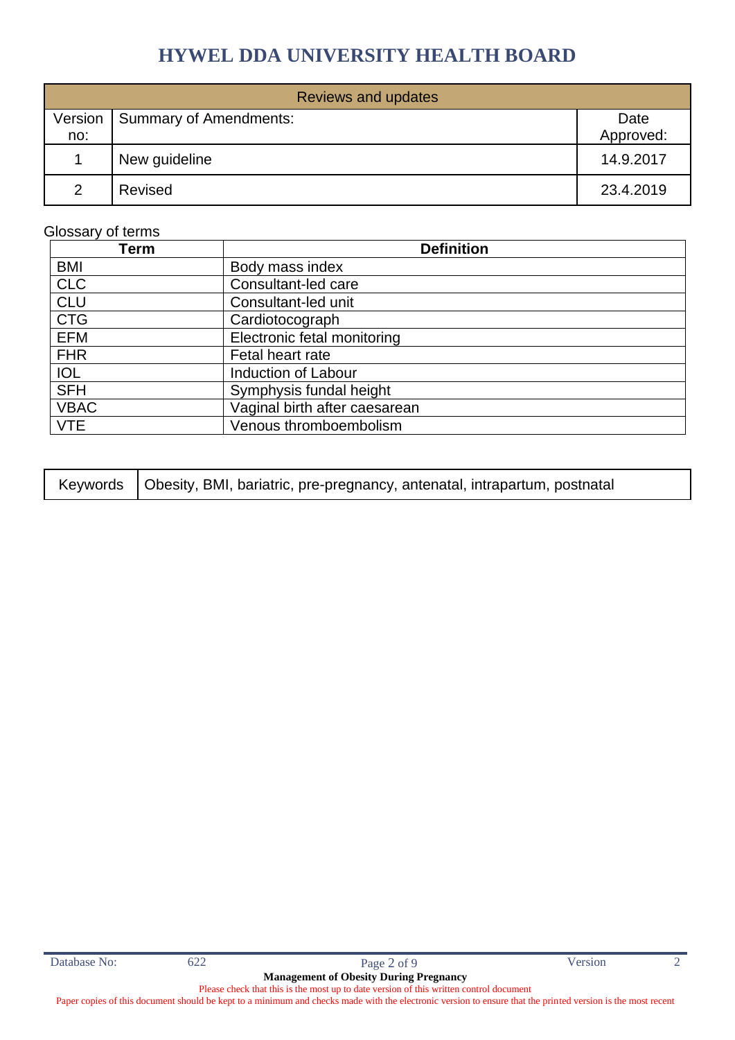# HYWEL DDA UNIVERSITY HEALTH BOARD

| Reviews and updates | | |
|---|---|---|
| Version no: | Summary of Amendments: | Date Approved: |
| 1 | New guideline | 14.9.2017 |
| 2 | Revised | 23.4.2019 |

Glossary of terms

| Term | Definition |
|---|---|
| BMI | Body mass index |
| CLC | Consultant-led care |
| CLU | Consultant-led unit |
| CTG | Cardiotocograph |
| EFM | Electronic fetal monitoring |
| FHR | Fetal heart rate |
| IOL | Induction of Labour |
| SFH | Symphysis fundal height |
| VBAC | Vaginal birth after caesarean |
| VTE | Venous thromboembolism |

| Keywords | Obesity, BMI, bariatric, pre-pregnancy, antenatal, intrapartum, postnatal |
|---|---|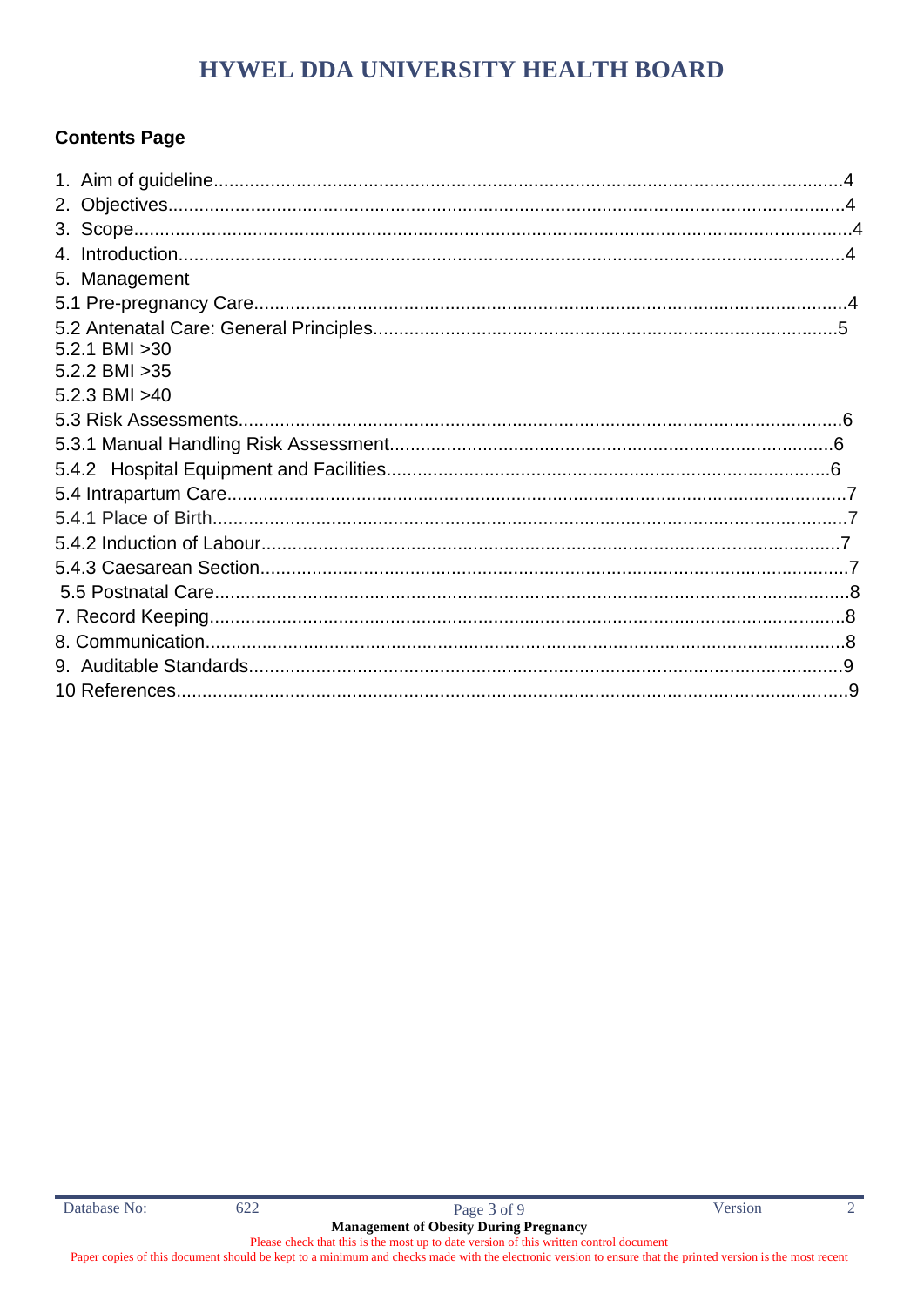# HYWEL DDA UNIVERSITY HEALTH BOARD

## Contents Page

1. Aim of guideline ........................................ 4
2. Objectives ........................................ 4
3. Scope ........................................ 4
4. Introduction ........................................ 4
5. Management

5.1 Pre-pregnancy Care ........................................ 4

5.2 Antenatal Care: General Principles ........................................ 5

5.2.1 BMI >30

5.2.2 BMI >35

5.2.3 BMI >40

5.3 Risk Assessments ........................................ 6

5.3.1 Manual Handling Risk Assessment ........................................ 6

5.4.2 Hospital Equipment and Facilities ........................................ 6

5.4 Intrapartum Care ........................................ 7

5.4.1 Place of Birth ........................................ 7

5.4.2 Induction of Labour ........................................ 7

5.4.3 Caesarean Section ........................................ 7

5.5 Postnatal Care ........................................ 8

7. Record Keeping ........................................ 8

8. Communication ........................................ 8

9. Auditable Standards ........................................ 9

10 References ........................................ 9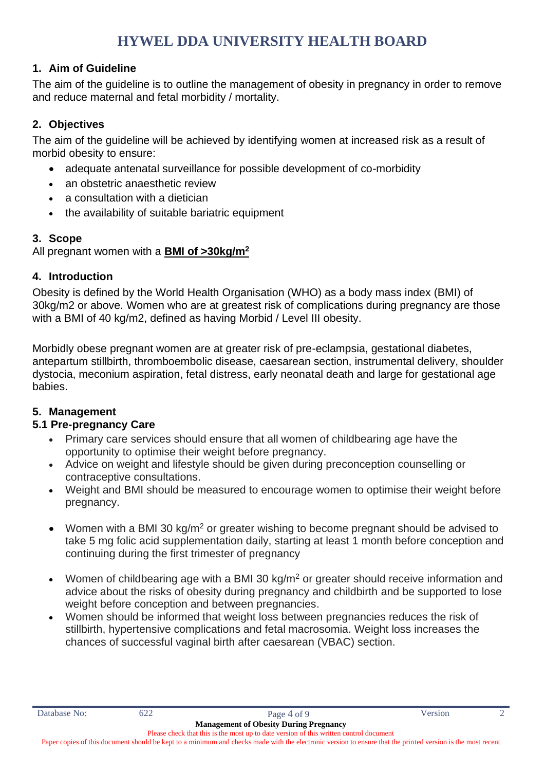# HYWEL DDA UNIVERSITY HEALTH BOARD

## 1. Aim of Guideline

The aim of the guideline is to outline the management of obesity in pregnancy in order to remove and reduce maternal and fetal morbidity / mortality.

## 2. Objectives

The aim of the guideline will be achieved by identifying women at increased risk as a result of morbid obesity to ensure:

- adequate antenatal surveillance for possible development of co-morbidity
- an obstetric anaesthetic review
- a consultation with a dietician
- the availability of suitable bariatric equipment

## 3. Scope

All pregnant women with a **BMI of >30kg/m$^2$**

## 4. Introduction

Obesity is defined by the World Health Organisation (WHO) as a body mass index (BMI) of 30kg/m2 or above. Women who are at greatest risk of complications during pregnancy are those with a BMI of 40 kg/m2, defined as having Morbid / Level III obesity.

Morbidly obese pregnant women are at greater risk of pre-eclampsia, gestational diabetes, antepartum stillbirth, thromboembolic disease, caesarean section, instrumental delivery, shoulder dystocia, meconium aspiration, fetal distress, early neonatal death and large for gestational age babies.

## 5. Management

### 5.1 Pre-pregnancy Care

- Primary care services should ensure that all women of childbearing age have the opportunity to optimise their weight before pregnancy.
- Advice on weight and lifestyle should be given during preconception counselling or contraceptive consultations.
- Weight and BMI should be measured to encourage women to optimise their weight before pregnancy.
- Women with a BMI 30 kg/m$^2$ or greater wishing to become pregnant should be advised to take 5 mg folic acid supplementation daily, starting at least 1 month before conception and continuing during the first trimester of pregnancy
- Women of childbearing age with a BMI 30 kg/m$^2$ or greater should receive information and advice about the risks of obesity during pregnancy and childbirth and be supported to lose weight before conception and between pregnancies.
- Women should be informed that weight loss between pregnancies reduces the risk of stillbirth, hypertensive complications and fetal macrosomia. Weight loss increases the chances of successful vaginal birth after caesarean (VBAC) section.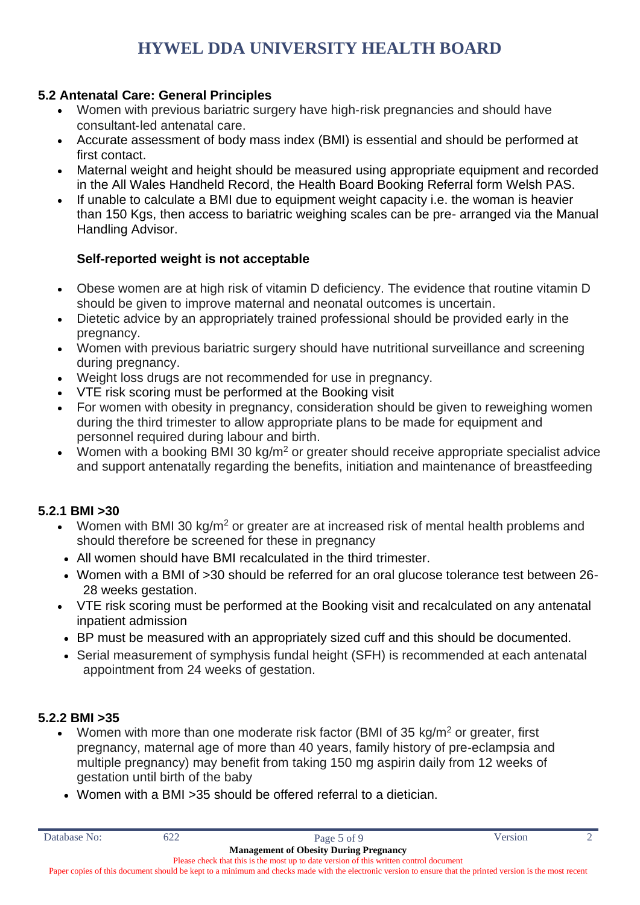## 5.2 Antenatal Care: General Principles

- Women with previous bariatric surgery have high-risk pregnancies and should have consultant-led antenatal care.
- Accurate assessment of body mass index (BMI) is essential and should be performed at first contact.
- Maternal weight and height should be measured using appropriate equipment and recorded in the All Wales Handheld Record, the Health Board Booking Referral form Welsh PAS.
- If unable to calculate a BMI due to equipment weight capacity i.e. the woman is heavier than 150 Kgs, then access to bariatric weighing scales can be pre- arranged via the Manual Handling Advisor.

  **Self-reported weight is not acceptable**

- Obese women are at high risk of vitamin D deficiency. The evidence that routine vitamin D should be given to improve maternal and neonatal outcomes is uncertain.
- Dietetic advice by an appropriately trained professional should be provided early in the pregnancy.
- Women with previous bariatric surgery should have nutritional surveillance and screening during pregnancy.
- Weight loss drugs are not recommended for use in pregnancy.
- VTE risk scoring must be performed at the Booking visit
- For women with obesity in pregnancy, consideration should be given to reweighing women during the third trimester to allow appropriate plans to be made for equipment and personnel required during labour and birth.
- Women with a booking BMI 30 kg/m$^2$ or greater should receive appropriate specialist advice and support antenatally regarding the benefits, initiation and maintenance of breastfeeding

### 5.2.1 BMI >30

- Women with BMI 30 kg/m$^2$ or greater are at increased risk of mental health problems and should therefore be screened for these in pregnancy
- All women should have BMI recalculated in the third trimester.
- Women with a BMI of >30 should be referred for an oral glucose tolerance test between 26-28 weeks gestation.
- VTE risk scoring must be performed at the Booking visit and recalculated on any antenatal inpatient admission
- BP must be measured with an appropriately sized cuff and this should be documented.
- Serial measurement of symphysis fundal height (SFH) is recommended at each antenatal appointment from 24 weeks of gestation.

### 5.2.2 BMI >35

- Women with more than one moderate risk factor (BMI of 35 kg/m$^2$ or greater, first pregnancy, maternal age of more than 40 years, family history of pre-eclampsia and multiple pregnancy) may benefit from taking 150 mg aspirin daily from 12 weeks of gestation until birth of the baby
- Women with a BMI >35 should be offered referral to a dietician.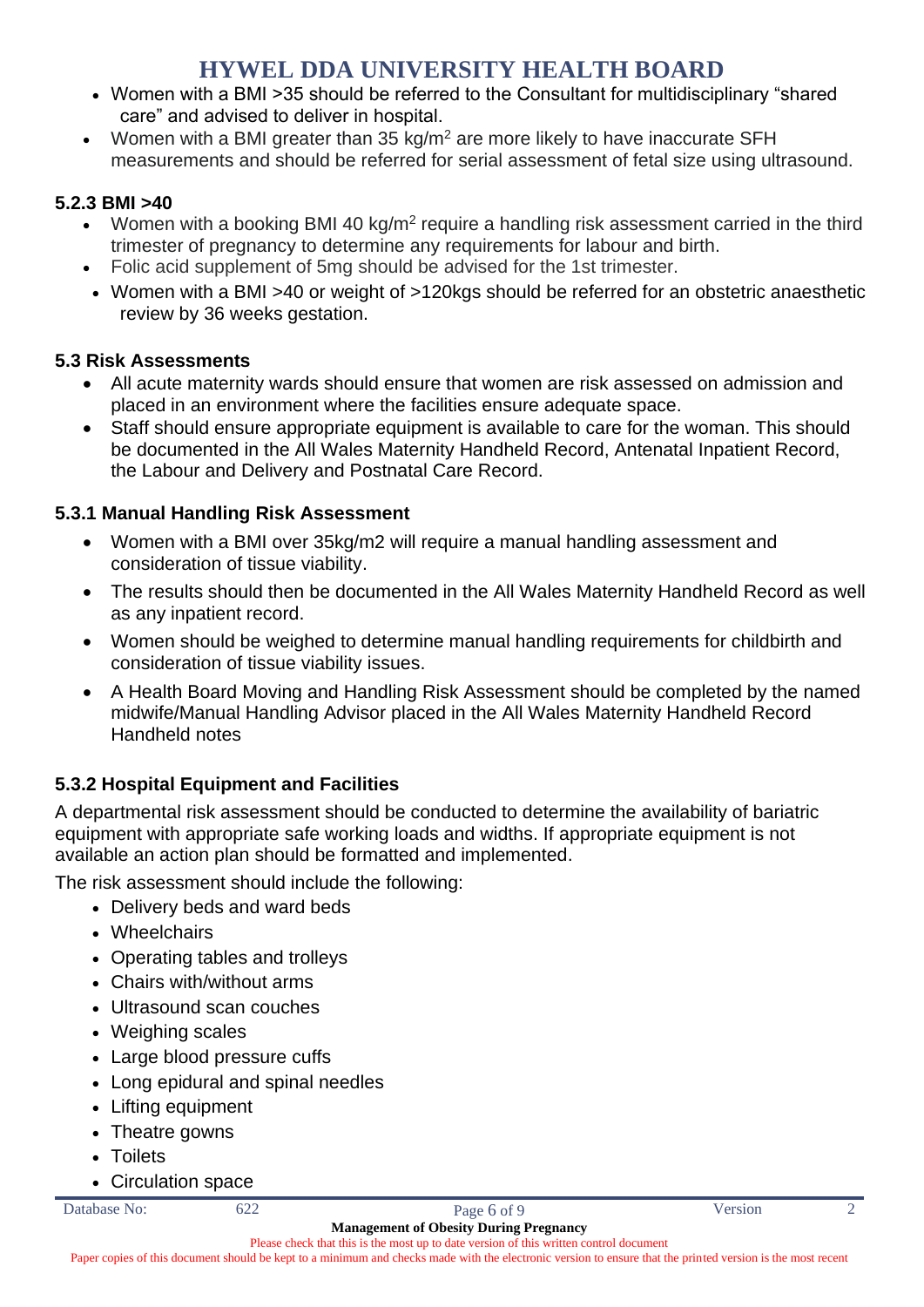- Women with a BMI >35 should be referred to the Consultant for multidisciplinary "shared care" and advised to deliver in hospital.
- Women with a BMI greater than 35 kg/m$^2$ are more likely to have inaccurate SFH measurements and should be referred for serial assessment of fetal size using ultrasound.

### 5.2.3 BMI >40

- Women with a booking BMI 40 kg/m$^2$ require a handling risk assessment carried in the third trimester of pregnancy to determine any requirements for labour and birth.
- Folic acid supplement of 5mg should be advised for the 1st trimester.
- Women with a BMI >40 or weight of >120kgs should be referred for an obstetric anaesthetic review by 36 weeks gestation.

## 5.3 Risk Assessments

- All acute maternity wards should ensure that women are risk assessed on admission and placed in an environment where the facilities ensure adequate space.
- Staff should ensure appropriate equipment is available to care for the woman. This should be documented in the All Wales Maternity Handheld Record, Antenatal Inpatient Record, the Labour and Delivery and Postnatal Care Record.

### 5.3.1 Manual Handling Risk Assessment

- Women with a BMI over 35kg/m2 will require a manual handling assessment and consideration of tissue viability.
- The results should then be documented in the All Wales Maternity Handheld Record as well as any inpatient record.
- Women should be weighed to determine manual handling requirements for childbirth and consideration of tissue viability issues.
- A Health Board Moving and Handling Risk Assessment should be completed by the named midwife/Manual Handling Advisor placed in the All Wales Maternity Handheld Record Handheld notes

### 5.3.2 Hospital Equipment and Facilities

A departmental risk assessment should be conducted to determine the availability of bariatric equipment with appropriate safe working loads and widths. If appropriate equipment is not available an action plan should be formatted and implemented.

The risk assessment should include the following:

- Delivery beds and ward beds
- Wheelchairs
- Operating tables and trolleys
- Chairs with/without arms
- Ultrasound scan couches
- Weighing scales
- Large blood pressure cuffs
- Long epidural and spinal needles
- Lifting equipment
- Theatre gowns
- Toilets
- Circulation space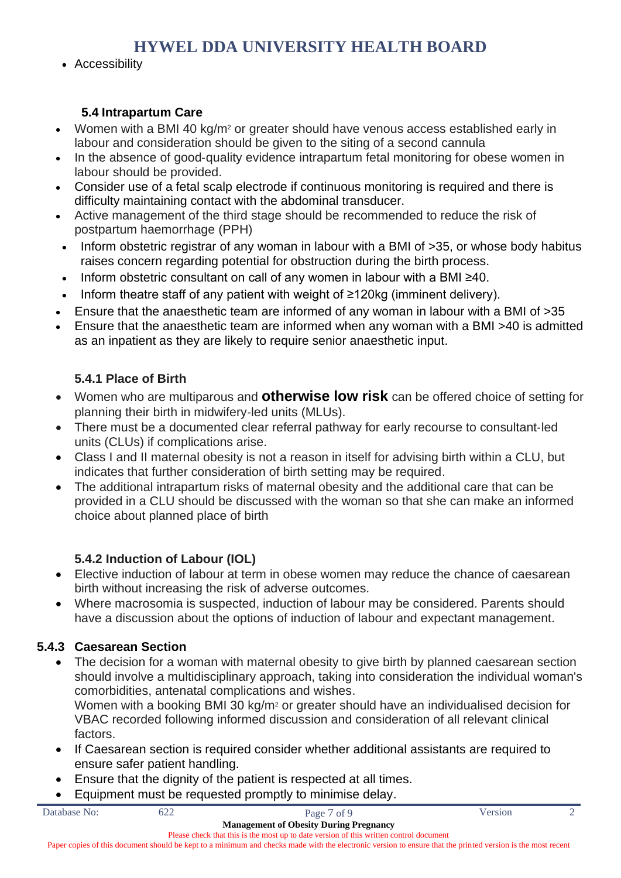- Accessibility

### 5.4 Intrapartum Care

- Women with a BMI 40 kg/m$^2$ or greater should have venous access established early in labour and consideration should be given to the siting of a second cannula
- In the absence of good-quality evidence intrapartum fetal monitoring for obese women in labour should be provided.
- Consider use of a fetal scalp electrode if continuous monitoring is required and there is difficulty maintaining contact with the abdominal transducer.
- Active management of the third stage should be recommended to reduce the risk of postpartum haemorrhage (PPH)
- Inform obstetric registrar of any woman in labour with a BMI of >35, or whose body habitus raises concern regarding potential for obstruction during the birth process.
- Inform obstetric consultant on call of any women in labour with a BMI ≥40.
- Inform theatre staff of any patient with weight of ≥120kg (imminent delivery).
- Ensure that the anaesthetic team are informed of any woman in labour with a BMI of >35
- Ensure that the anaesthetic team are informed when any woman with a BMI >40 is admitted as an inpatient as they are likely to require senior anaesthetic input.

#### 5.4.1 Place of Birth

- Women who are multiparous and **otherwise low risk** can be offered choice of setting for planning their birth in midwifery-led units (MLUs).
- There must be a documented clear referral pathway for early recourse to consultant-led units (CLUs) if complications arise.
- Class I and II maternal obesity is not a reason in itself for advising birth within a CLU, but indicates that further consideration of birth setting may be required.
- The additional intrapartum risks of maternal obesity and the additional care that can be provided in a CLU should be discussed with the woman so that she can make an informed choice about planned place of birth

#### 5.4.2 Induction of Labour (IOL)

- Elective induction of labour at term in obese women may reduce the chance of caesarean birth without increasing the risk of adverse outcomes.
- Where macrosomia is suspected, induction of labour may be considered. Parents should have a discussion about the options of induction of labour and expectant management.

#### 5.4.3 Caesarean Section

- The decision for a woman with maternal obesity to give birth by planned caesarean section should involve a multidisciplinary approach, taking into consideration the individual woman's comorbidities, antenatal complications and wishes.
  Women with a booking BMI 30 kg/m$^2$ or greater should have an individualised decision for VBAC recorded following informed discussion and consideration of all relevant clinical factors.
- If Caesarean section is required consider whether additional assistants are required to ensure safer patient handling.
- Ensure that the dignity of the patient is respected at all times.
- Equipment must be requested promptly to minimise delay.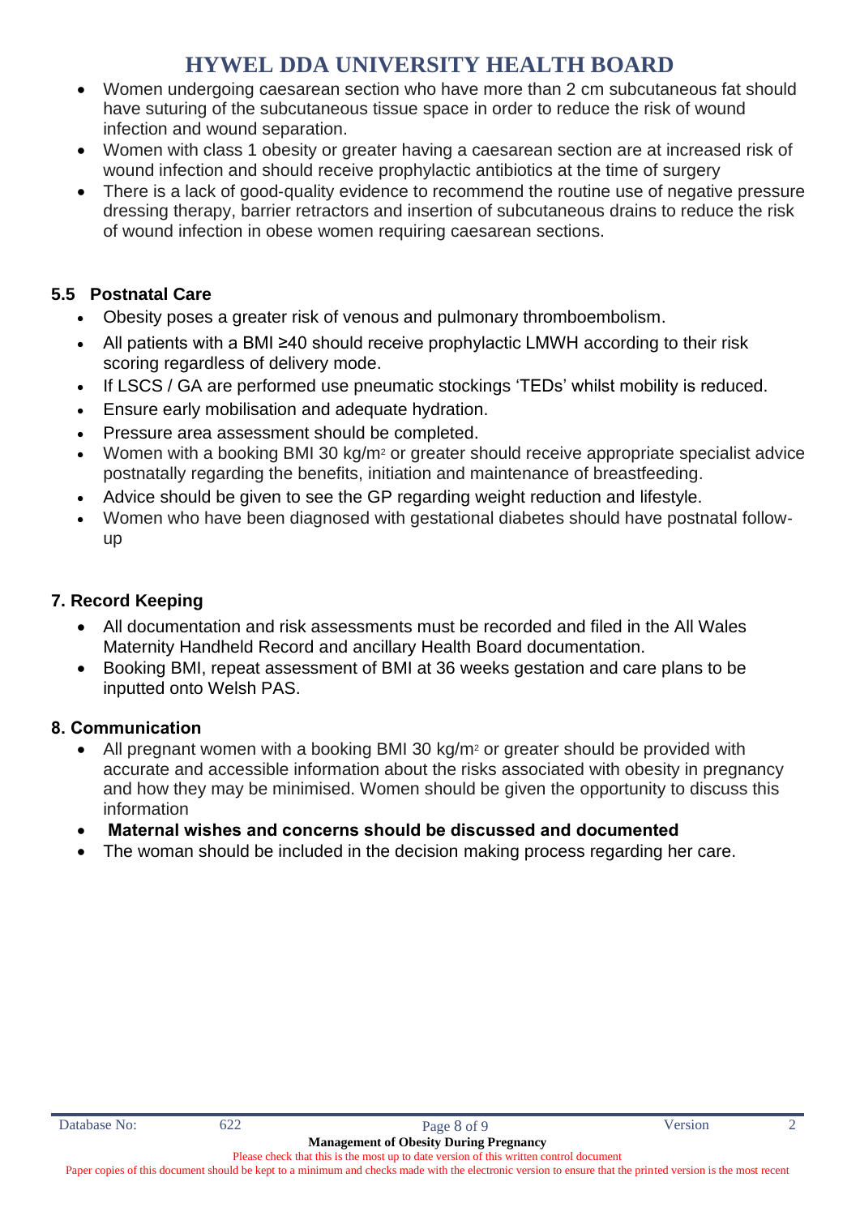- Women undergoing caesarean section who have more than 2 cm subcutaneous fat should have suturing of the subcutaneous tissue space in order to reduce the risk of wound infection and wound separation.
- Women with class 1 obesity or greater having a caesarean section are at increased risk of wound infection and should receive prophylactic antibiotics at the time of surgery
- There is a lack of good-quality evidence to recommend the routine use of negative pressure dressing therapy, barrier retractors and insertion of subcutaneous drains to reduce the risk of wound infection in obese women requiring caesarean sections.

### 5.5 Postnatal Care

- Obesity poses a greater risk of venous and pulmonary thromboembolism.
- All patients with a BMI ≥40 should receive prophylactic LMWH according to their risk scoring regardless of delivery mode.
- If LSCS / GA are performed use pneumatic stockings 'TEDs' whilst mobility is reduced.
- Ensure early mobilisation and adequate hydration.
- Pressure area assessment should be completed.
- Women with a booking BMI 30 kg/m$^2$ or greater should receive appropriate specialist advice postnatally regarding the benefits, initiation and maintenance of breastfeeding.
- Advice should be given to see the GP regarding weight reduction and lifestyle.
- Women who have been diagnosed with gestational diabetes should have postnatal follow-up

## 7. Record Keeping

- All documentation and risk assessments must be recorded and filed in the All Wales Maternity Handheld Record and ancillary Health Board documentation.
- Booking BMI, repeat assessment of BMI at 36 weeks gestation and care plans to be inputted onto Welsh PAS.

## 8. Communication

- All pregnant women with a booking BMI 30 kg/m$^2$ or greater should be provided with accurate and accessible information about the risks associated with obesity in pregnancy and how they may be minimised. Women should be given the opportunity to discuss this information
- **Maternal wishes and concerns should be discussed and documented**
- The woman should be included in the decision making process regarding her care.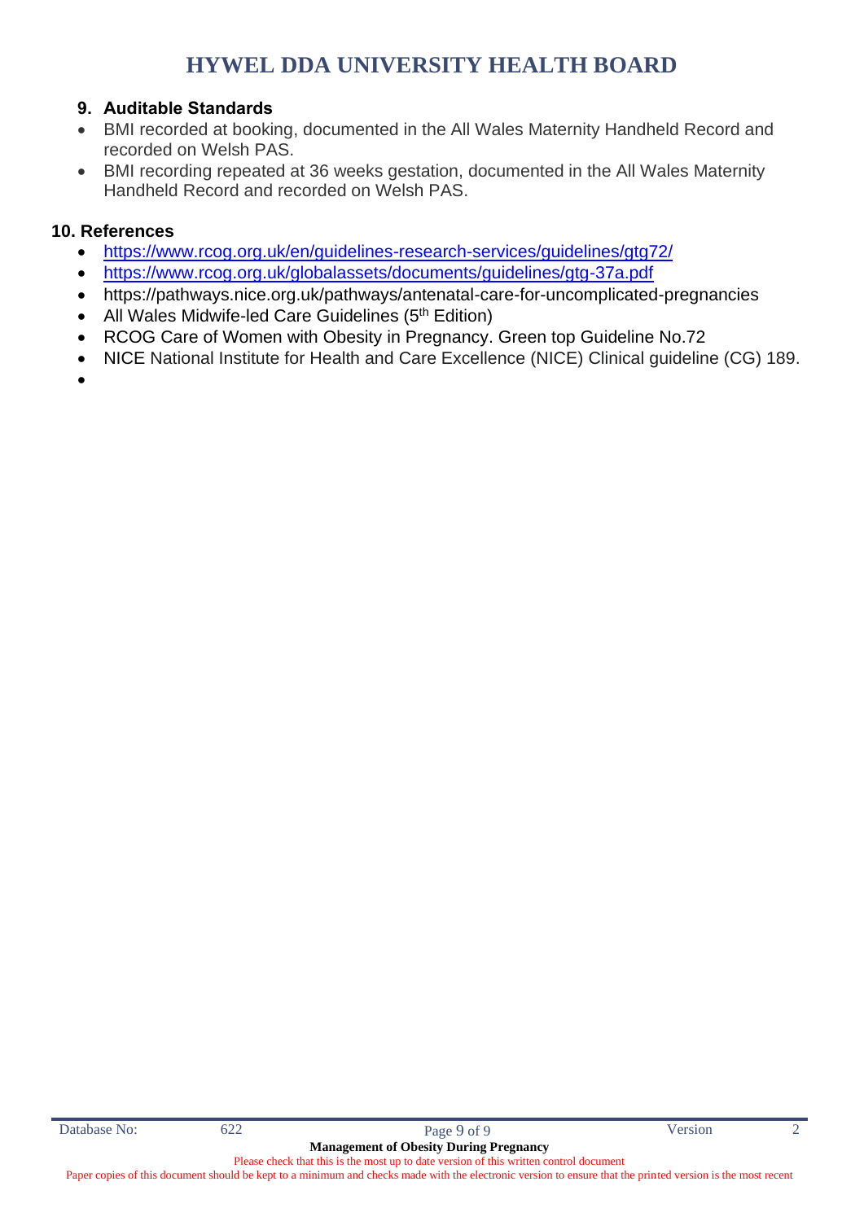## 9. Auditable Standards

- BMI recorded at booking, documented in the All Wales Maternity Handheld Record and recorded on Welsh PAS.
- BMI recording repeated at 36 weeks gestation, documented in the All Wales Maternity Handheld Record and recorded on Welsh PAS.

## 10. References

- https://www.rcog.org.uk/en/guidelines-research-services/guidelines/gtg72/
- https://www.rcog.org.uk/globalassets/documents/guidelines/gtg-37a.pdf
- https://pathways.nice.org.uk/pathways/antenatal-care-for-uncomplicated-pregnancies
- All Wales Midwife-led Care Guidelines (5th Edition)
- RCOG Care of Women with Obesity in Pregnancy. Green top Guideline No.72
- NICE National Institute for Health and Care Excellence (NICE) Clinical guideline (CG) 189.